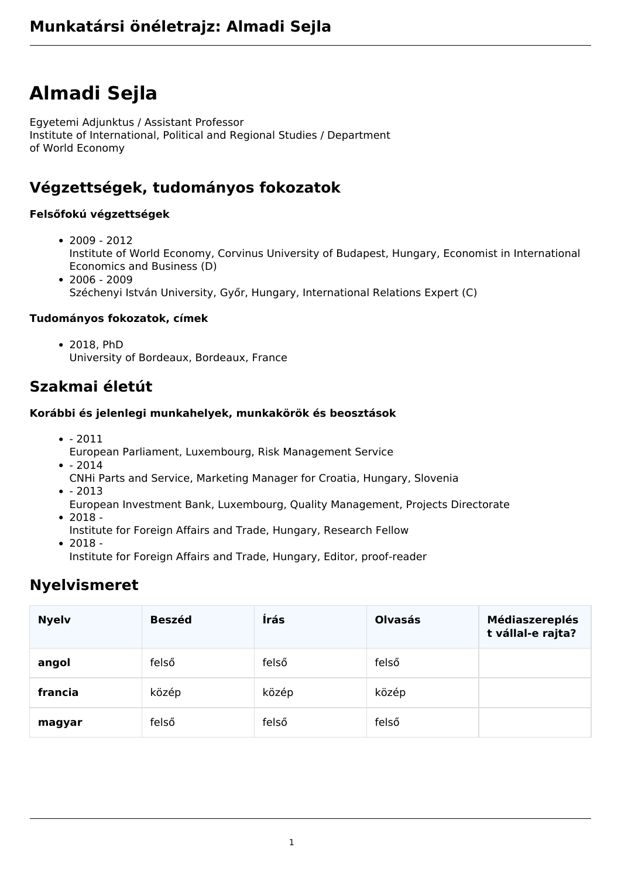# Munkatársi önéletrajz: Almadi Sejla

# Almadi Sejla

Egyetemi Adjunktus / Assistant Professor
Institute of International, Political and Regional Studies / Department of World Economy

## Végzettségek, tudományos fokozatok

### Felsőfokú végzettségek

- 2009 - 2012
  Institute of World Economy, Corvinus University of Budapest, Hungary, Economist in International Economics and Business (D)
- 2006 - 2009
  Széchenyi István University, Győr, Hungary, International Relations Expert (C)

### Tudományos fokozatok, címek

- 2018, PhD
  University of Bordeaux, Bordeaux, France

## Szakmai életút

### Korábbi és jelenlegi munkahelyek, munkakörök és beosztások

- - 2011
  European Parliament, Luxembourg, Risk Management Service
- - 2014
  CNHi Parts and Service, Marketing Manager for Croatia, Hungary, Slovenia
- - 2013
  European Investment Bank, Luxembourg, Quality Management, Projects Directorate
- 2018 -
  Institute for Foreign Affairs and Trade, Hungary, Research Fellow
- 2018 -
  Institute for Foreign Affairs and Trade, Hungary, Editor, proof-reader

## Nyelvismeret

| Nyelv | Beszéd | Írás | Olvasás | Médiaszereplést vállal-e rajta? |
|---|---|---|---|---|
| **angol** | felső | felső | felső | |
| **francia** | közép | közép | közép | |
| **magyar** | felső | felső | felső | |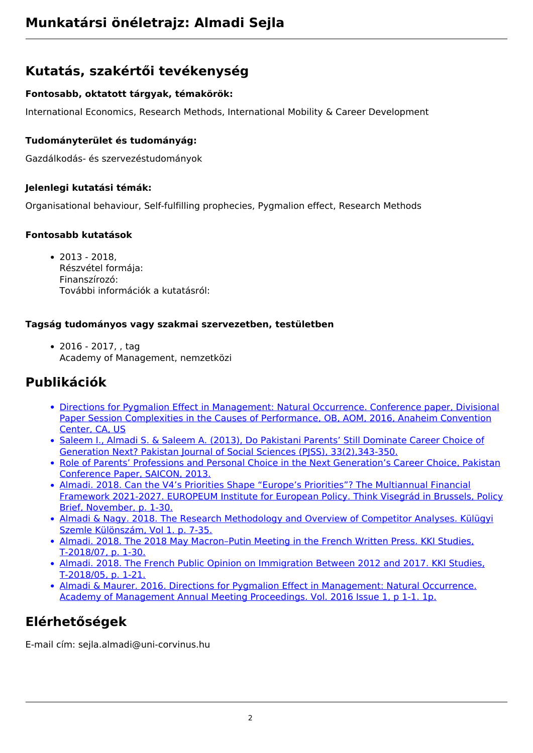# Munkatársi önéletrajz: Almadi Sejla

## Kutatás, szakértői tevékenység

**Fontosabb, oktatott tárgyak, témakörök:**

International Economics, Research Methods, International Mobility & Career Development

**Tudományterület és tudományág:**

Gazdálkodás- és szervezéstudományok

**Jelenlegi kutatási témák:**

Organisational behaviour, Self-fulfilling prophecies, Pygmalion effect, Research Methods

**Fontosabb kutatások**

- 2013 - 2018,
  Részvétel formája:
  Finanszírozó:
  További információk a kutatásról:

**Tagság tudományos vagy szakmai szervezetben, testületben**

- 2016 - 2017, , tag
  Academy of Management, nemzetközi

## Publikációk

- Directions for Pygmalion Effect in Management: Natural Occurrence. Conference paper, Divisional Paper Session Complexities in the Causes of Performance, OB, AOM, 2016, Anaheim Convention Center, CA, US
- Saleem I., Almadi S. & Saleem A. (2013), Do Pakistani Parents' Still Dominate Career Choice of Generation Next? Pakistan Journal of Social Sciences (PJSS), 33(2),343-350.
- Role of Parents' Professions and Personal Choice in the Next Generation's Career Choice, Pakistan Conference Paper, SAICON, 2013.
- Almadi. 2018. Can the V4's Priorities Shape "Europe's Priorities"? The Multiannual Financial Framework 2021-2027. EUROPEUM Institute for European Policy. Think Visegrád in Brussels, Policy Brief, November, p. 1-30.
- Almadi & Nagy. 2018. The Research Methodology and Overview of Competitor Analyses. Külügyi Szemle Különszám, Vol 1. p. 7-35.
- Almadi. 2018. The 2018 May Macron–Putin Meeting in the French Written Press. KKI Studies, T-2018/07, p. 1-30.
- Almadi. 2018. The French Public Opinion on Immigration Between 2012 and 2017. KKI Studies, T-2018/05, p. 1-21.
- Almadi & Maurer. 2016. Directions for Pygmalion Effect in Management: Natural Occurrence. Academy of Management Annual Meeting Proceedings. Vol. 2016 Issue 1, p 1-1. 1p.

## Elérhetőségek

E-mail cím: sejla.almadi@uni-corvinus.hu